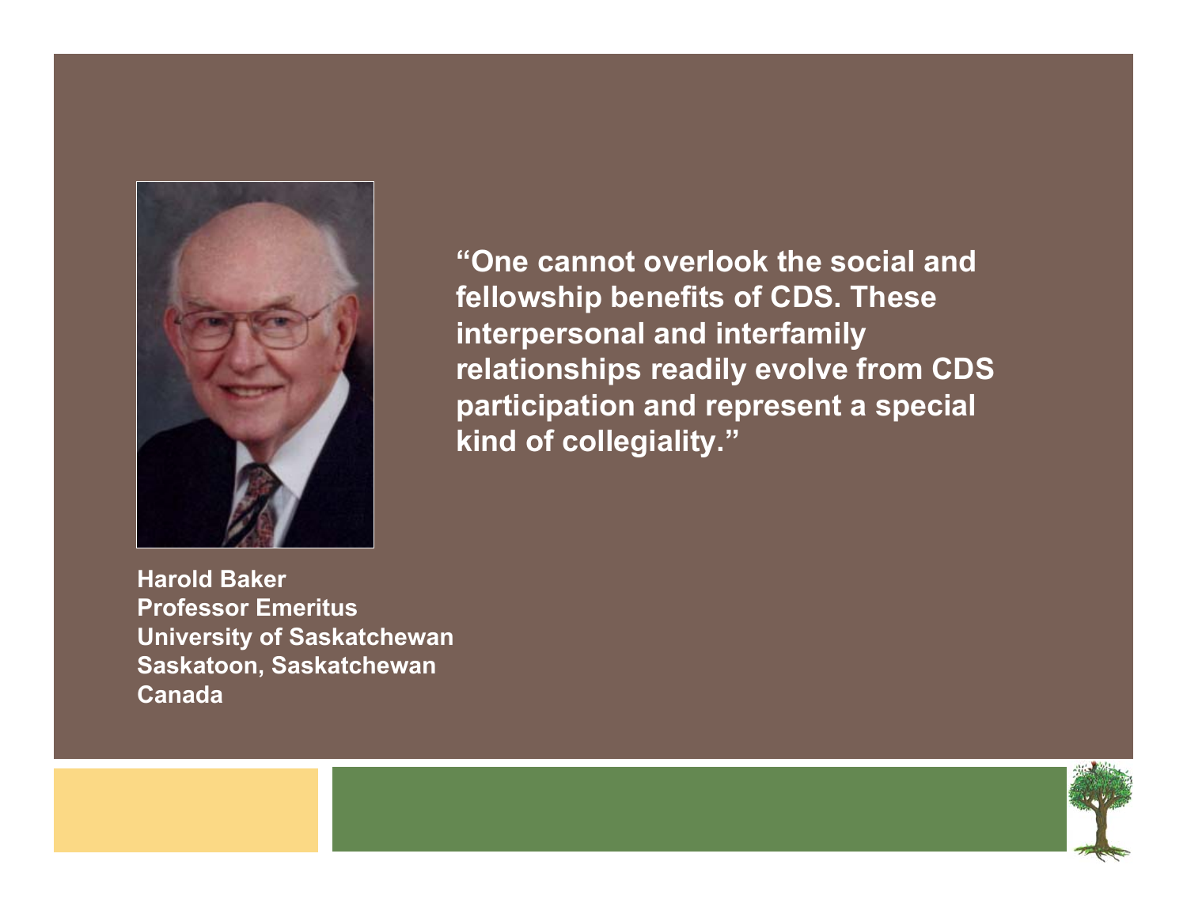**"One cannot overlook the social and fellowship benefits of CDS. These interpersonal and interfamily relationships readily evolve from CDS participation and represent a special kind of collegiality."**

**Harold Baker**
**Professor Emeritus**
**University of Saskatchewan**
**Saskatoon, Saskatchewan**
**Canada**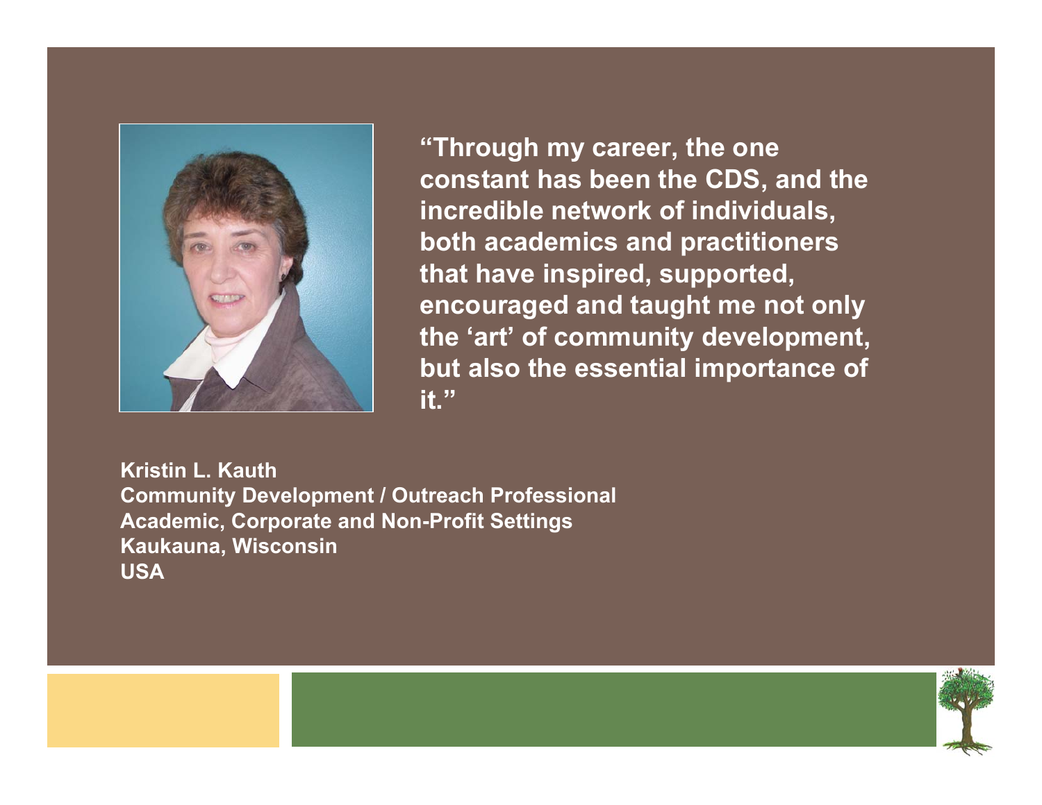**"Through my career, the one constant has been the CDS, and the incredible network of individuals, both academics and practitioners that have inspired, supported, encouraged and taught me not only the 'art' of community development, but also the essential importance of it."**

**Kristin L. Kauth**
**Community Development / Outreach Professional**
**Academic, Corporate and Non-Profit Settings**
**Kaukauna, Wisconsin**
**USA**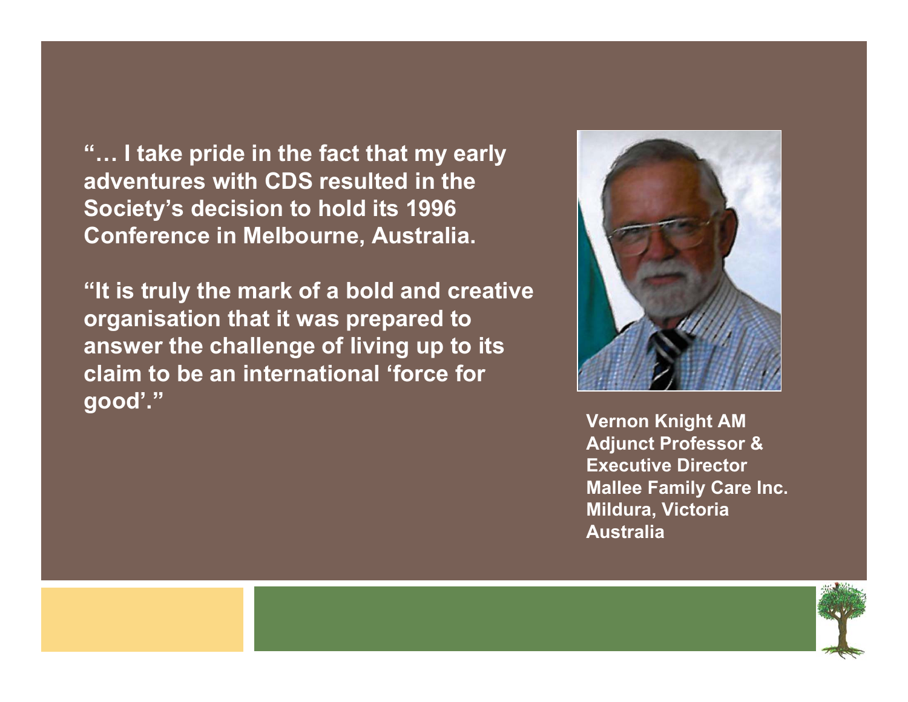**"… I take pride in the fact that my early adventures with CDS resulted in the Society's decision to hold its 1996 Conference in Melbourne, Australia.**

**"It is truly the mark of a bold and creative organisation that it was prepared to answer the challenge of living up to its claim to be an international 'force for good'."**

**Vernon Knight AM**
**Adjunct Professor &**
**Executive Director**
**Mallee Family Care Inc.**
**Mildura, Victoria**
**Australia**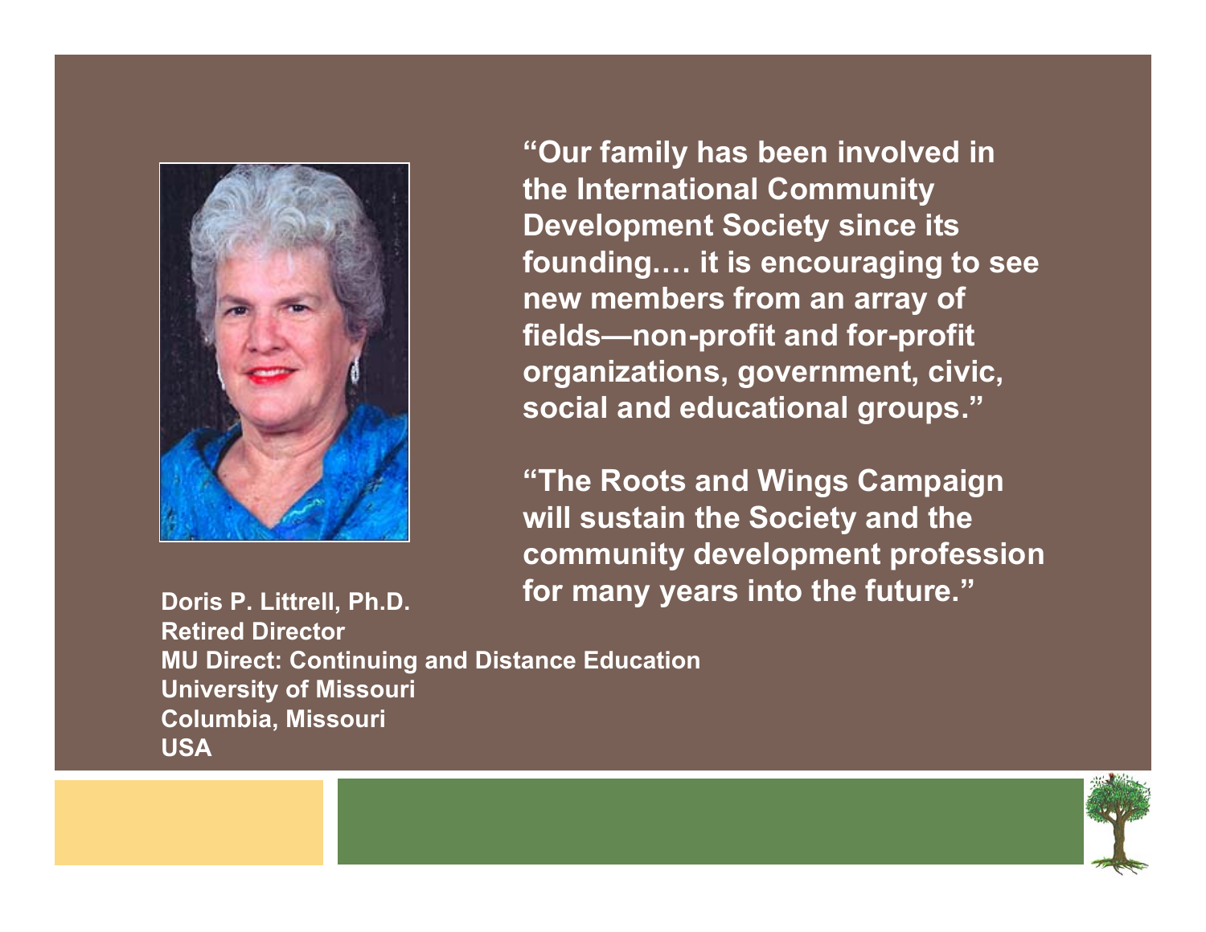"Our family has been involved in the International Community Development Society since its founding.… it is encouraging to see new members from an array of fields—non-profit and for-profit organizations, government, civic, social and educational groups."

"The Roots and Wings Campaign will sustain the Society and the community development profession for many years into the future."

**Doris P. Littrell, Ph.D.**
**Retired Director**
**MU Direct: Continuing and Distance Education**
**University of Missouri**
**Columbia, Missouri**
**USA**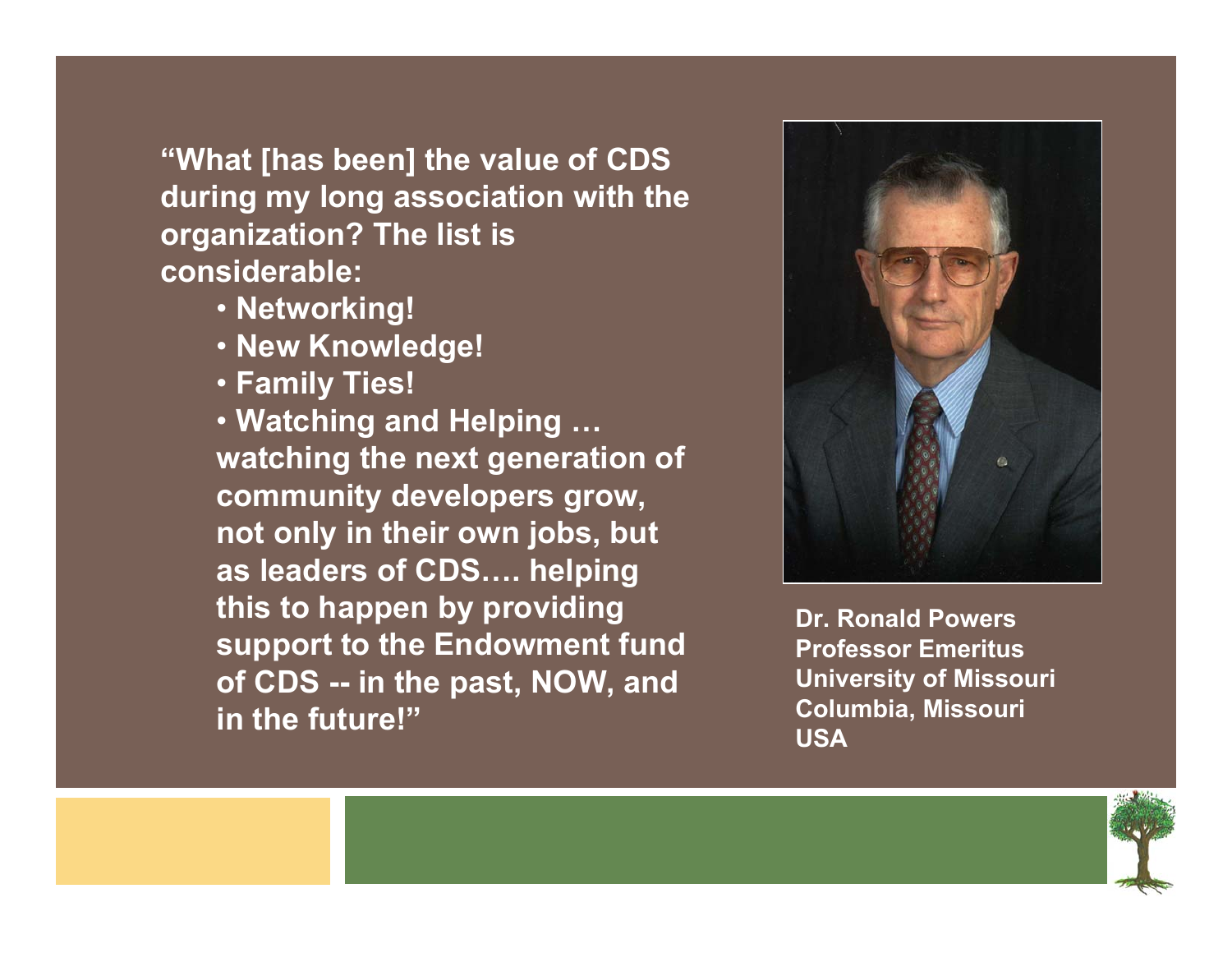"What [has been] the value of CDS during my long association with the organization? The list is considerable:

- Networking!
- New Knowledge!
- Family Ties!
- Watching and Helping … watching the next generation of community developers grow, not only in their own jobs, but as leaders of CDS…. helping this to happen by providing support to the Endowment fund of CDS -- in the past, NOW, and in the future!"

**Dr. Ronald Powers**
**Professor Emeritus**
**University of Missouri**
**Columbia, Missouri**
**USA**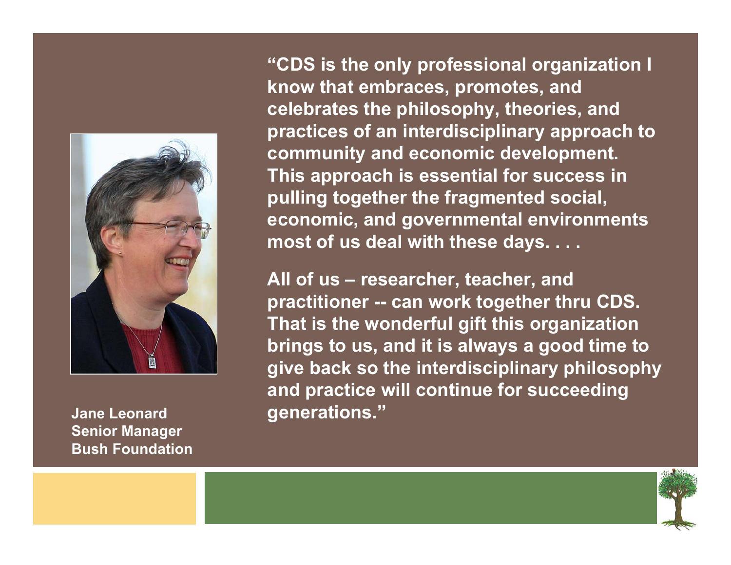**"CDS is the only professional organization I know that embraces, promotes, and celebrates the philosophy, theories, and practices of an interdisciplinary approach to community and economic development. This approach is essential for success in pulling together the fragmented social, economic, and governmental environments most of us deal with these days. . . .**

**All of us – researcher, teacher, and practitioner -- can work together thru CDS. That is the wonderful gift this organization brings to us, and it is always a good time to give back so the interdisciplinary philosophy and practice will continue for succeeding generations."**

**Jane Leonard**
**Senior Manager**
**Bush Foundation**